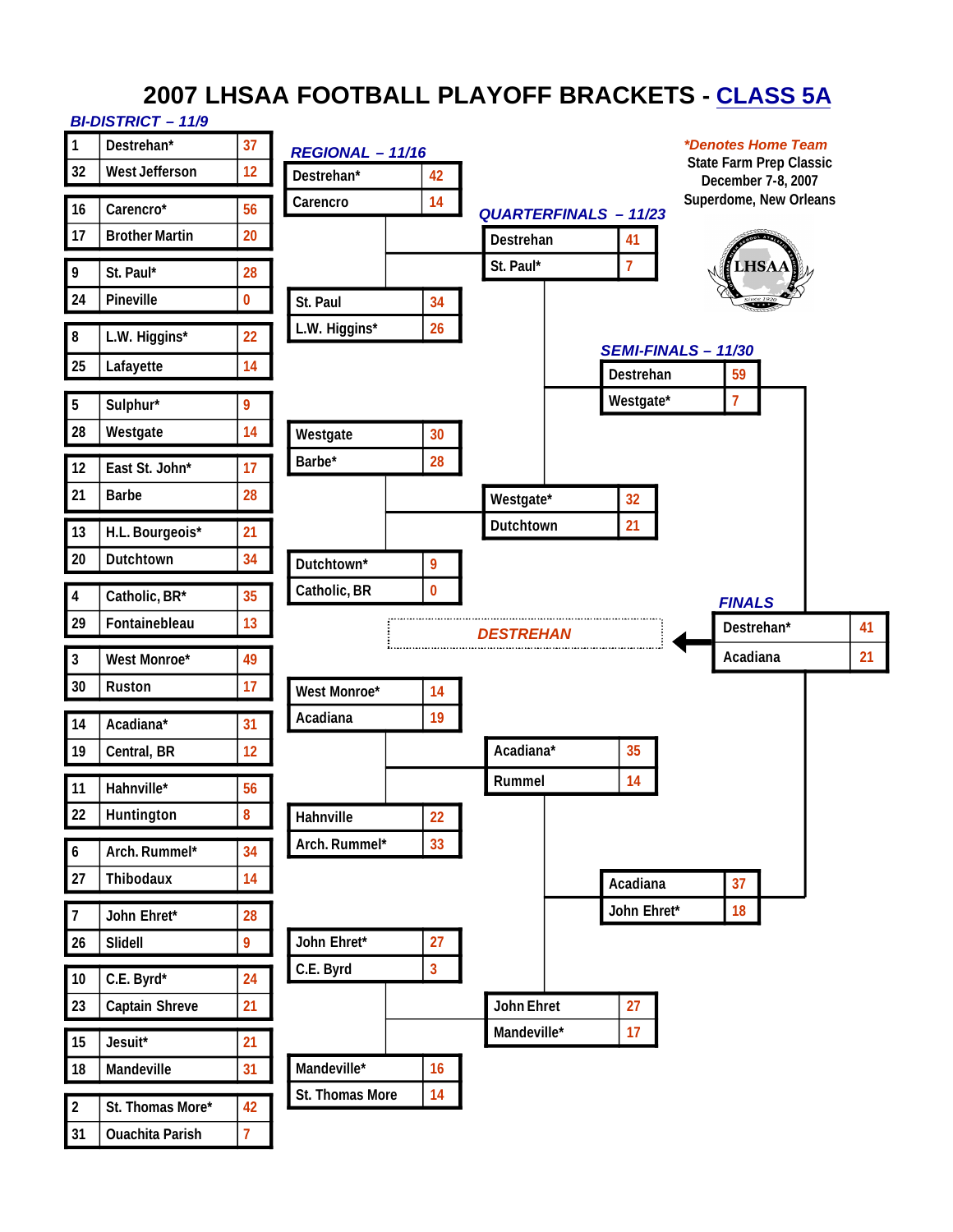# 2007 LHSAA FOOTBALL PLAYOFF BRACKETS - CLASS 5A

*Denotes Home Team

State Farm Prep Classic
December 7-8, 2007
Superdome, New Orleans

## BI-DISTRICT – 11/9

| Seed | Team | Score |
|---|---|---|
| 1 | Destrehan* | 37 |
| 32 | West Jefferson | 12 |
| 16 | Carencro* | 56 |
| 17 | Brother Martin | 20 |
| 9 | St. Paul* | 28 |
| 24 | Pineville | 0 |
| 8 | L.W. Higgins* | 22 |
| 25 | Lafayette | 14 |
| 5 | Sulphur* | 9 |
| 28 | Westgate | 14 |
| 12 | East St. John* | 17 |
| 21 | Barbe | 28 |
| 13 | H.L. Bourgeois* | 21 |
| 20 | Dutchtown | 34 |
| 4 | Catholic, BR* | 35 |
| 29 | Fontainebleau | 13 |
| 3 | West Monroe* | 49 |
| 30 | Ruston | 17 |
| 14 | Acadiana* | 31 |
| 19 | Central, BR | 12 |
| 11 | Hahnville* | 56 |
| 22 | Huntington | 8 |
| 6 | Arch. Rummel* | 34 |
| 27 | Thibodaux | 14 |
| 7 | John Ehret* | 28 |
| 26 | Slidell | 9 |
| 10 | C.E. Byrd* | 24 |
| 23 | Captain Shreve | 21 |
| 15 | Jesuit* | 21 |
| 18 | Mandeville | 31 |
| 2 | St. Thomas More* | 42 |
| 31 | Ouachita Parish | 7 |

## REGIONAL – 11/16

| Team | Score |
|---|---|
| Destrehan* | 42 |
| Carencro | 14 |
| St. Paul | 34 |
| L.W. Higgins* | 26 |
| Westgate | 30 |
| Barbe* | 28 |
| Dutchtown* | 9 |
| Catholic, BR | 0 |
| West Monroe* | 14 |
| Acadiana | 19 |
| Hahnville | 22 |
| Arch. Rummel* | 33 |
| John Ehret* | 27 |
| C.E. Byrd | 3 |
| Mandeville* | 16 |
| St. Thomas More | 14 |

## QUARTERFINALS – 11/23

| Team | Score |
|---|---|
| Destrehan | 41 |
| St. Paul* | 7 |
| Westgate* | 32 |
| Dutchtown | 21 |
| Acadiana* | 35 |
| Rummel | 14 |
| John Ehret | 27 |
| Mandeville* | 17 |

## SEMI-FINALS – 11/30

| Team | Score |
|---|---|
| Destrehan | 59 |
| Westgate* | 7 |
| Acadiana | 37 |
| John Ehret* | 18 |

## FINALS

| Team | Score |
|---|---|
| Destrehan* | 41 |
| Acadiana | 21 |

**DESTREHAN**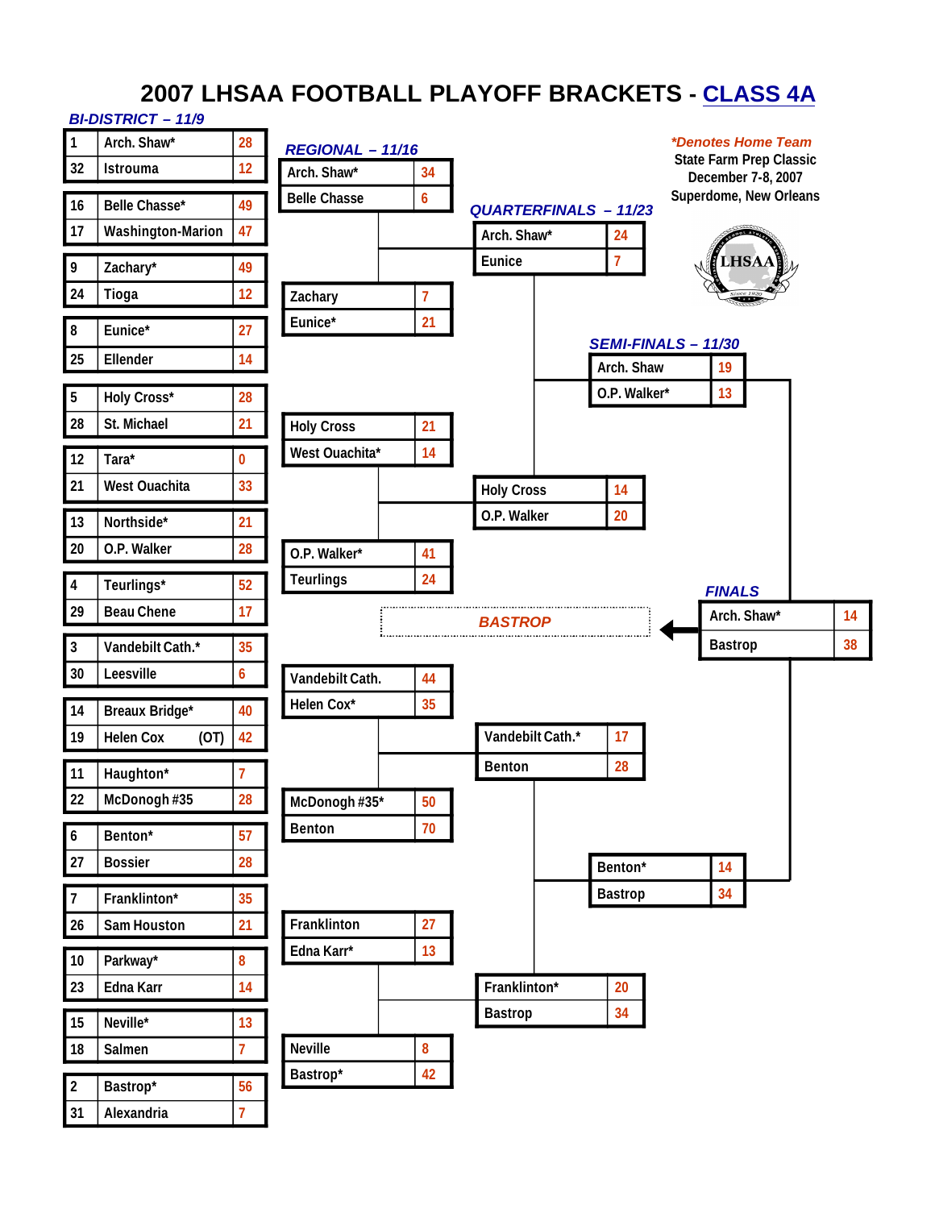# 2007 LHSAA FOOTBALL PLAYOFF BRACKETS - CLASS 4A

*Denotes Home Team

State Farm Prep Classic
December 7-8, 2007
Superdome, New Orleans

## BI-DISTRICT – 11/9

| Seed | Team | Score |
|---|---|---|
| 1 | Arch. Shaw* | 28 |
| 32 | Istrouma | 12 |
| 16 | Belle Chasse* | 49 |
| 17 | Washington-Marion | 47 |
| 9 | Zachary* | 49 |
| 24 | Tioga | 12 |
| 8 | Eunice* | 27 |
| 25 | Ellender | 14 |
| 5 | Holy Cross* | 28 |
| 28 | St. Michael | 21 |
| 12 | Tara* | 0 |
| 21 | West Ouachita | 33 |
| 13 | Northside* | 21 |
| 20 | O.P. Walker | 28 |
| 4 | Teurlings* | 52 |
| 29 | Beau Chene | 17 |
| 3 | Vandebilt Cath.* | 35 |
| 30 | Leesville | 6 |
| 14 | Breaux Bridge* | 40 |
| 19 | Helen Cox (OT) | 42 |
| 11 | Haughton* | 7 |
| 22 | McDonogh #35 | 28 |
| 6 | Benton* | 57 |
| 27 | Bossier | 28 |
| 7 | Franklinton* | 35 |
| 26 | Sam Houston | 21 |
| 10 | Parkway* | 8 |
| 23 | Edna Karr | 14 |
| 15 | Neville* | 13 |
| 18 | Salmen | 7 |
| 2 | Bastrop* | 56 |
| 31 | Alexandria | 7 |

## REGIONAL – 11/16

| Team | Score |
|---|---|
| Arch. Shaw* | 34 |
| Belle Chasse | 6 |
| Zachary | 7 |
| Eunice* | 21 |
| Holy Cross | 21 |
| West Ouachita* | 14 |
| O.P. Walker* | 41 |
| Teurlings | 24 |
| Vandebilt Cath. | 44 |
| Helen Cox* | 35 |
| McDonogh #35* | 50 |
| Benton | 70 |
| Franklinton | 27 |
| Edna Karr* | 13 |
| Neville | 8 |
| Bastrop* | 42 |

## QUARTERFINALS – 11/23

| Team | Score |
|---|---|
| Arch. Shaw* | 24 |
| Eunice | 7 |
| Holy Cross | 14 |
| O.P. Walker | 20 |
| Vandebilt Cath.* | 17 |
| Benton | 28 |
| Franklinton* | 20 |
| Bastrop | 34 |

## SEMI-FINALS – 11/30

| Team | Score |
|---|---|
| Arch. Shaw | 19 |
| O.P. Walker* | 13 |
| Benton* | 14 |
| Bastrop | 34 |

## FINALS

| Team | Score |
|---|---|
| Arch. Shaw* | 14 |
| Bastrop | 38 |

**BASTROP**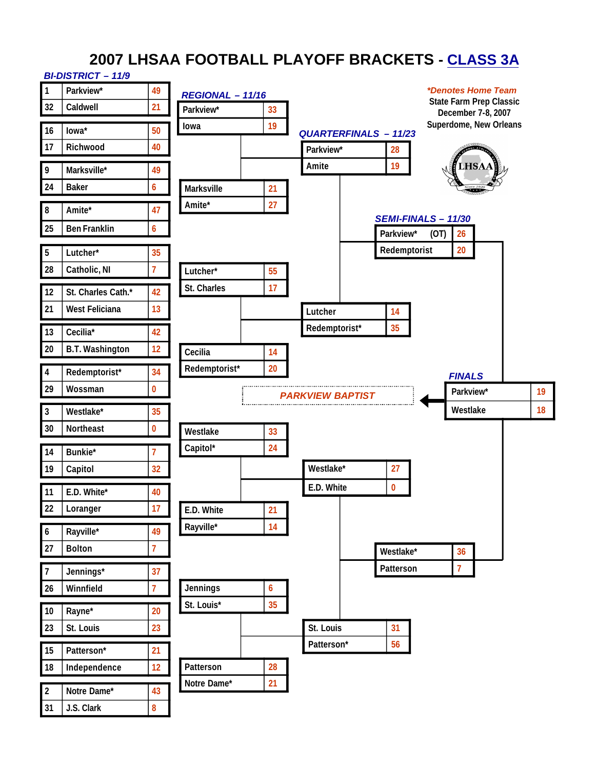# 2007 LHSAA FOOTBALL PLAYOFF BRACKETS - CLASS 3A

*Denotes Home Team

State Farm Prep Classic
December 7-8, 2007
Superdome, New Orleans

LHSAA

## BI-DISTRICT – 11/9

| Seed | Team | Score |
|---|---|---|
| 1 | Parkview* | 49 |
| 32 | Caldwell | 21 |
| 16 | Iowa* | 50 |
| 17 | Richwood | 40 |
| 9 | Marksville* | 49 |
| 24 | Baker | 6 |
| 8 | Amite* | 47 |
| 25 | Ben Franklin | 6 |
| 5 | Lutcher* | 35 |
| 28 | Catholic, NI | 7 |
| 12 | St. Charles Cath.* | 42 |
| 21 | West Feliciana | 13 |
| 13 | Cecilia* | 42 |
| 20 | B.T. Washington | 12 |
| 4 | Redemptorist* | 34 |
| 29 | Wossman | 0 |
| 3 | Westlake* | 35 |
| 30 | Northeast | 0 |
| 14 | Bunkie* | 7 |
| 19 | Capitol | 32 |
| 11 | E.D. White* | 40 |
| 22 | Loranger | 17 |
| 6 | Rayville* | 49 |
| 27 | Bolton | 7 |
| 7 | Jennings* | 37 |
| 26 | Winnfield | 7 |
| 10 | Rayne* | 20 |
| 23 | St. Louis | 23 |
| 15 | Patterson* | 21 |
| 18 | Independence | 12 |
| 2 | Notre Dame* | 43 |
| 31 | J.S. Clark | 8 |

## REGIONAL – 11/16

| Team | Score |
|---|---|
| Parkview* | 33 |
| Iowa | 19 |
| Marksville | 21 |
| Amite* | 27 |
| Lutcher* | 55 |
| St. Charles | 17 |
| Cecilia | 14 |
| Redemptorist* | 20 |
| Westlake | 33 |
| Capitol* | 24 |
| E.D. White | 21 |
| Rayville* | 14 |
| Jennings | 6 |
| St. Louis* | 35 |
| Patterson | 28 |
| Notre Dame* | 21 |

## QUARTERFINALS – 11/23

| Team | Score |
|---|---|
| Parkview* | 28 |
| Amite | 19 |
| Lutcher | 14 |
| Redemptorist* | 35 |
| Westlake* | 27 |
| E.D. White | 0 |
| St. Louis | 31 |
| Patterson* | 56 |

## SEMI-FINALS – 11/30

| Team | Score |
|---|---|
| Parkview* (OT) | 26 |
| Redemptorist | 20 |
| Westlake* | 36 |
| Patterson | 7 |

## FINALS

| Team | Score |
|---|---|
| Parkview* | 19 |
| Westlake | 18 |

**PARKVIEW BAPTIST**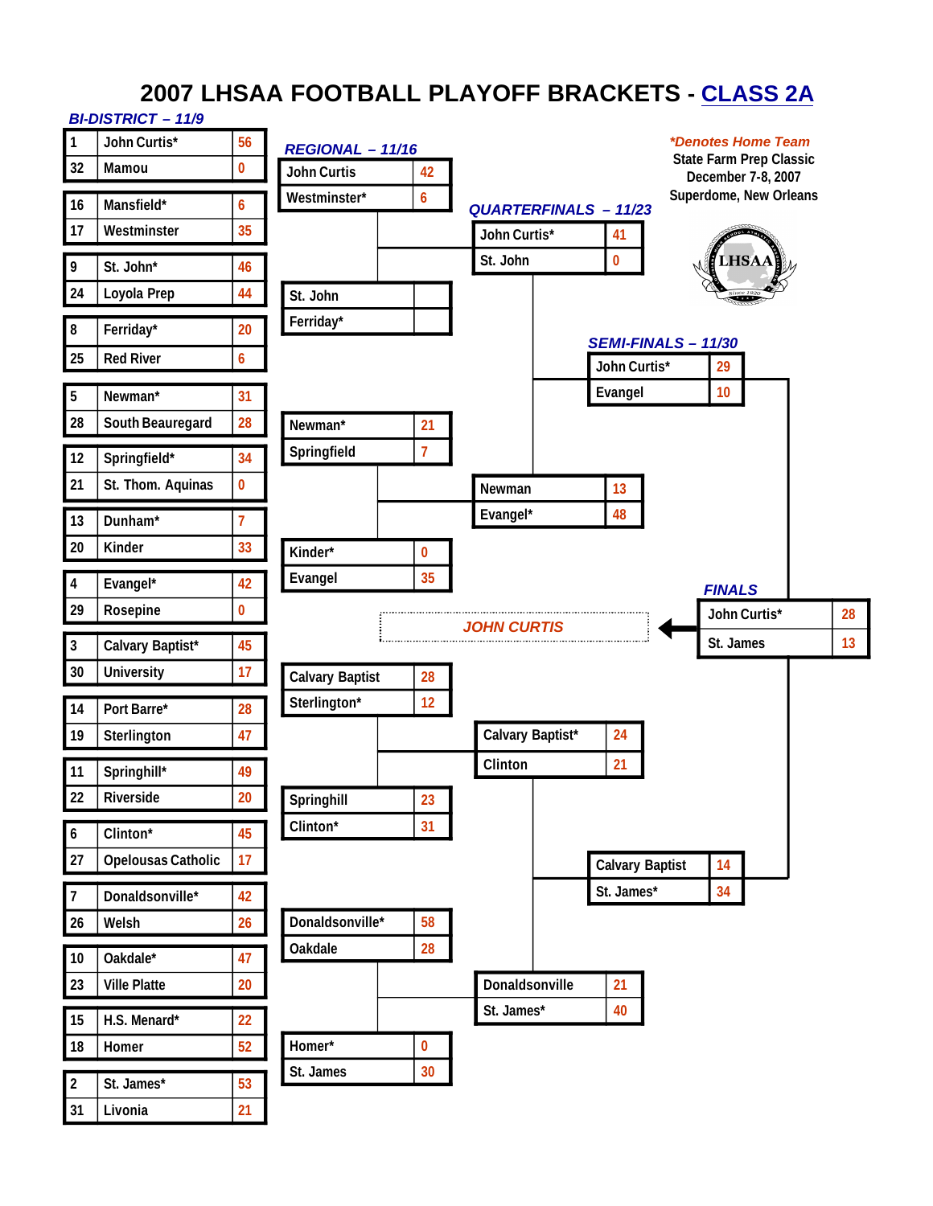# 2007 LHSAA FOOTBALL PLAYOFF BRACKETS - CLASS 2A

*Denotes Home Team

State Farm Prep Classic
December 7-8, 2007
Superdome, New Orleans

## BI-DISTRICT – 11/9

| Seed | Team | Score |
|---|---|---|
| 1 | John Curtis* | 56 |
| 32 | Mamou | 0 |
| 16 | Mansfield* | 6 |
| 17 | Westminster | 35 |
| 9 | St. John* | 46 |
| 24 | Loyola Prep | 44 |
| 8 | Ferriday* | 20 |
| 25 | Red River | 6 |
| 5 | Newman* | 31 |
| 28 | South Beauregard | 28 |
| 12 | Springfield* | 34 |
| 21 | St. Thom. Aquinas | 0 |
| 13 | Dunham* | 7 |
| 20 | Kinder | 33 |
| 4 | Evangel* | 42 |
| 29 | Rosepine | 0 |
| 3 | Calvary Baptist* | 45 |
| 30 | University | 17 |
| 14 | Port Barre* | 28 |
| 19 | Sterlington | 47 |
| 11 | Springhill* | 49 |
| 22 | Riverside | 20 |
| 6 | Clinton* | 45 |
| 27 | Opelousas Catholic | 17 |
| 7 | Donaldsonville* | 42 |
| 26 | Welsh | 26 |
| 10 | Oakdale* | 47 |
| 23 | Ville Platte | 20 |
| 15 | H.S. Menard* | 22 |
| 18 | Homer | 52 |
| 2 | St. James* | 53 |
| 31 | Livonia | 21 |

## REGIONAL – 11/16

| Team | Score |
|---|---|
| John Curtis | 42 |
| Westminster* | 6 |
| St. John | |
| Ferriday* | |
| Newman* | 21 |
| Springfield | 7 |
| Kinder* | 0 |
| Evangel | 35 |
| Calvary Baptist | 28 |
| Sterlington* | 12 |
| Springhill | 23 |
| Clinton* | 31 |
| Donaldsonville* | 58 |
| Oakdale | 28 |
| Homer* | 0 |
| St. James | 30 |

## QUARTERFINALS – 11/23

| Team | Score |
|---|---|
| John Curtis* | 41 |
| St. John | 0 |
| Newman | 13 |
| Evangel* | 48 |
| Calvary Baptist* | 24 |
| Clinton | 21 |
| Donaldsonville | 21 |
| St. James* | 40 |

## SEMI-FINALS – 11/30

| Team | Score |
|---|---|
| John Curtis* | 29 |
| Evangel | 10 |
| Calvary Baptist | 14 |
| St. James* | 34 |

## FINALS

| Team | Score |
|---|---|
| John Curtis* | 28 |
| St. James | 13 |

**JOHN CURTIS**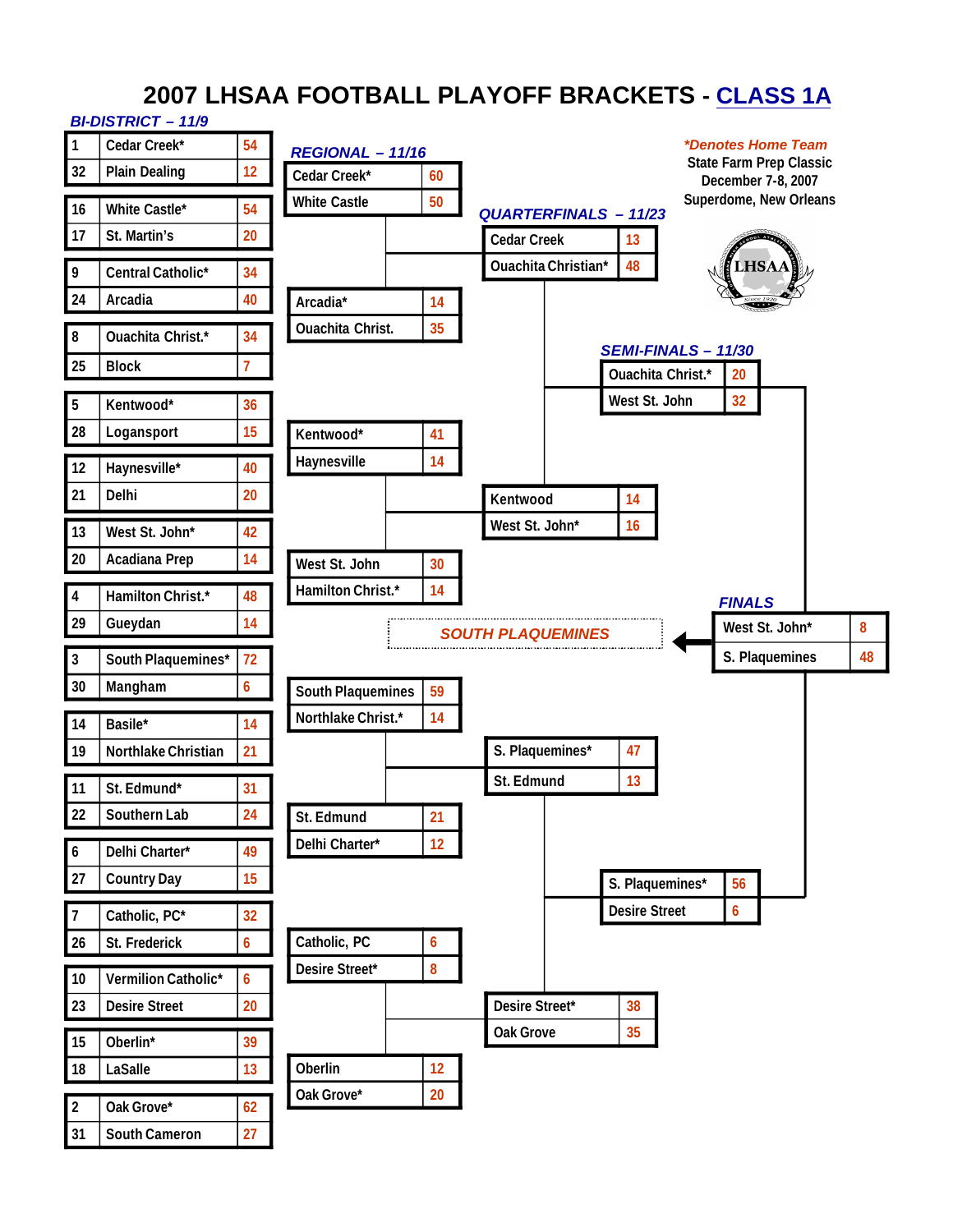# 2007 LHSAA FOOTBALL PLAYOFF BRACKETS - CLASS 1A

*Denotes Home Team

State Farm Prep Classic
December 7-8, 2007
Superdome, New Orleans

## BI-DISTRICT – 11/9

| Seed | Team | Score |
|---|---|---|
| 1 | Cedar Creek* | 54 |
| 32 | Plain Dealing | 12 |
| 16 | White Castle* | 54 |
| 17 | St. Martin's | 20 |
| 9 | Central Catholic* | 34 |
| 24 | Arcadia | 40 |
| 8 | Ouachita Christ.* | 34 |
| 25 | Block | 7 |
| 5 | Kentwood* | 36 |
| 28 | Logansport | 15 |
| 12 | Haynesville* | 40 |
| 21 | Delhi | 20 |
| 13 | West St. John* | 42 |
| 20 | Acadiana Prep | 14 |
| 4 | Hamilton Christ.* | 48 |
| 29 | Gueydan | 14 |
| 3 | South Plaquemines* | 72 |
| 30 | Mangham | 6 |
| 14 | Basile* | 14 |
| 19 | Northlake Christian | 21 |
| 11 | St. Edmund* | 31 |
| 22 | Southern Lab | 24 |
| 6 | Delhi Charter* | 49 |
| 27 | Country Day | 15 |
| 7 | Catholic, PC* | 32 |
| 26 | St. Frederick | 6 |
| 10 | Vermilion Catholic* | 6 |
| 23 | Desire Street | 20 |
| 15 | Oberlin* | 39 |
| 18 | LaSalle | 13 |
| 2 | Oak Grove* | 62 |
| 31 | South Cameron | 27 |

## REGIONAL – 11/16

| Team | Score |
|---|---|
| Cedar Creek* | 60 |
| White Castle | 50 |
| Arcadia* | 14 |
| Ouachita Christ. | 35 |
| Kentwood* | 41 |
| Haynesville | 14 |
| West St. John | 30 |
| Hamilton Christ.* | 14 |
| South Plaquemines | 59 |
| Northlake Christ.* | 14 |
| St. Edmund | 21 |
| Delhi Charter* | 12 |
| Catholic, PC | 6 |
| Desire Street* | 8 |
| Oberlin | 12 |
| Oak Grove* | 20 |

## QUARTERFINALS – 11/23

| Team | Score |
|---|---|
| Cedar Creek | 13 |
| Ouachita Christian* | 48 |
| Kentwood | 14 |
| West St. John* | 16 |
| S. Plaquemines* | 47 |
| St. Edmund | 13 |
| Desire Street* | 38 |
| Oak Grove | 35 |

## SEMI-FINALS – 11/30

| Team | Score |
|---|---|
| Ouachita Christ.* | 20 |
| West St. John | 32 |
| S. Plaquemines* | 56 |
| Desire Street | 6 |

## FINALS

| Team | Score |
|---|---|
| West St. John* | 8 |
| S. Plaquemines | 48 |

SOUTH PLAQUEMINES